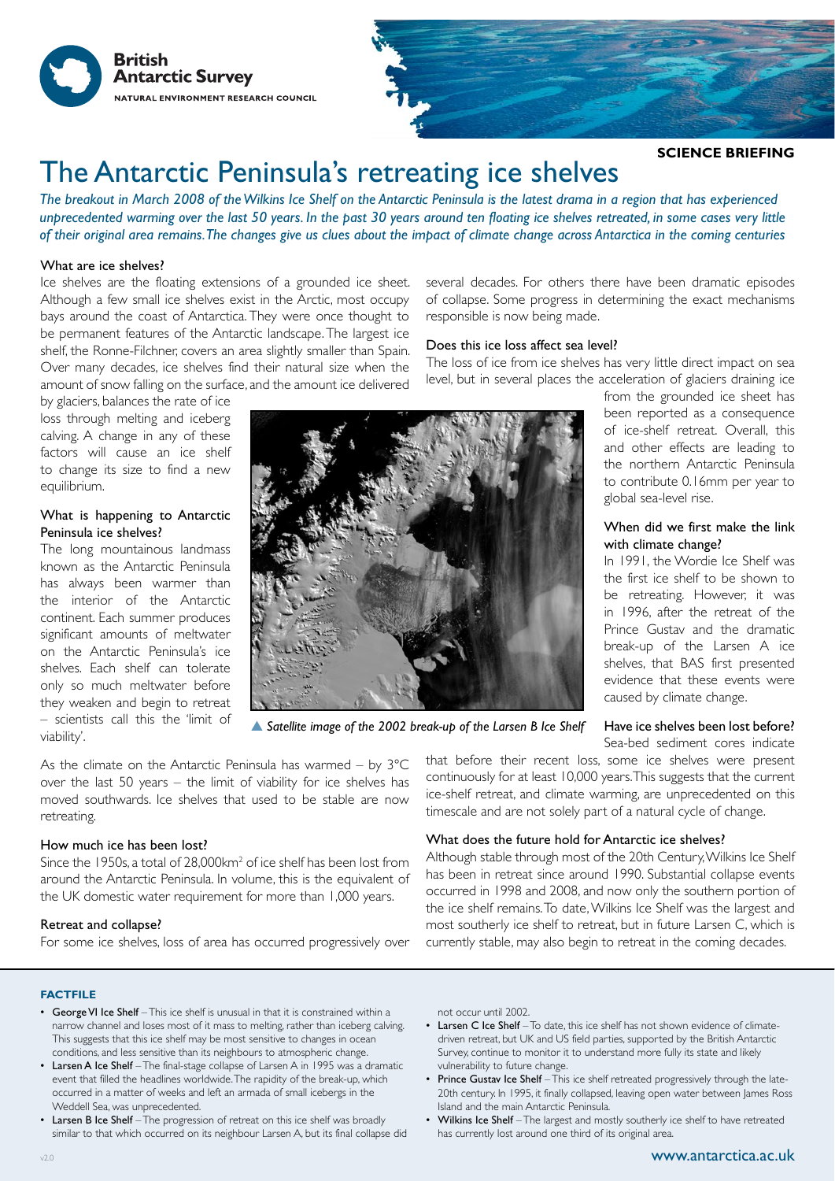**SCIENCE BRIEFING**

# The Antarctic Peninsula's retreating ice shelves

*The breakout in March 2008 of the Wilkins Ice Shelf on the Antarctic Peninsula is the latest drama in a region that has experienced unprecedented warming over the last 50 years. In the past 30 years around ten floating ice shelves retreated, in some cases very little of their original area remains. The changes give us clues about the impact of climate change across Antarctica in the coming centuries*

### What are ice shelves?

Ice shelves are the floating extensions of a grounded ice sheet. Although a few small ice shelves exist in the Arctic, most occupy bays around the coast of Antarctica. They were once thought to be permanent features of the Antarctic landscape. The largest ice shelf, the Ronne-Filchner, covers an area slightly smaller than Spain. Over many decades, ice shelves find their natural size when the amount of snow falling on the surface, and the amount ice delivered by glaciers, balances the rate of ice loss through melting and iceberg calving. A change in any of these factors will cause an ice shelf to change its size to find a new equilibrium.

### What is happening to Antarctic Peninsula ice shelves?

The long mountainous landmass known as the Antarctic Peninsula has always been warmer than the interior of the Antarctic continent. Each summer produces significant amounts of meltwater on the Antarctic Peninsula's ice shelves. Each shelf can tolerate only so much meltwater before they weaken and begin to retreat – scientists call this the 'limit of viability'.

As the climate on the Antarctic Peninsula has warmed – by 3°C over the last 50 years – the limit of viability for ice shelves has moved southwards. Ice shelves that used to be stable are now retreating.

▲ *Satellite image of the 2002 break-up of the Larsen B Ice Shelf*

### How much ice has been lost?

Since the 1950s, a total of 28,000km$^2$ of ice shelf has been lost from around the Antarctic Peninsula. In volume, this is the equivalent of the UK domestic water requirement for more than 1,000 years.

### Retreat and collapse?

For some ice shelves, loss of area has occurred progressively over several decades. For others there have been dramatic episodes of collapse. Some progress in determining the exact mechanisms responsible is now being made.

### Does this ice loss affect sea level?

The loss of ice from ice shelves has very little direct impact on sea level, but in several places the acceleration of glaciers draining ice from the grounded ice sheet has been reported as a consequence of ice-shelf retreat. Overall, this and other effects are leading to the northern Antarctic Peninsula to contribute 0.16mm per year to global sea-level rise.

### When did we first make the link with climate change?

In 1991, the Wordie Ice Shelf was the first ice shelf to be shown to be retreating. However, it was in 1996, after the retreat of the Prince Gustav and the dramatic break-up of the Larsen A ice shelves, that BAS first presented evidence that these events were caused by climate change.

### Have ice shelves been lost before?

Sea-bed sediment cores indicate that before their recent loss, some ice shelves were present continuously for at least 10,000 years. This suggests that the current ice-shelf retreat, and climate warming, are unprecedented on this timescale and are not solely part of a natural cycle of change.

### What does the future hold for Antarctic ice shelves?

Although stable through most of the 20th Century, Wilkins Ice Shelf has been in retreat since around 1990. Substantial collapse events occurred in 1998 and 2008, and now only the southern portion of the ice shelf remains. To date, Wilkins Ice Shelf was the largest and most southerly ice shelf to retreat, but in future Larsen C, which is currently stable, may also begin to retreat in the coming decades.

## FACTFILE

- **George VI Ice Shelf** – This ice shelf is unusual in that it is constrained within a narrow channel and loses most of it mass to melting, rather than iceberg calving. This suggests that this ice shelf may be most sensitive to changes in ocean conditions, and less sensitive than its neighbours to atmospheric change.
- **Larsen A Ice Shelf** – The final-stage collapse of Larsen A in 1995 was a dramatic event that filled the headlines worldwide. The rapidity of the break-up, which occurred in a matter of weeks and left an armada of small icebergs in the Weddell Sea, was unprecedented.
- **Larsen B Ice Shelf** – The progression of retreat on this ice shelf was broadly similar to that which occurred on its neighbour Larsen A, but its final collapse did not occur until 2002.
- **Larsen C Ice Shelf** – To date, this ice shelf has not shown evidence of climate-driven retreat, but UK and US field parties, supported by the British Antarctic Survey, continue to monitor it to understand more fully its state and likely vulnerability to future change.
- **Prince Gustav Ice Shelf** – This ice shelf retreated progressively through the late-20th century. In 1995, it finally collapsed, leaving open water between James Ross Island and the main Antarctic Peninsula.
- **Wilkins Ice Shelf** – The largest and mostly southerly ice shelf to have retreated has currently lost around one third of its original area.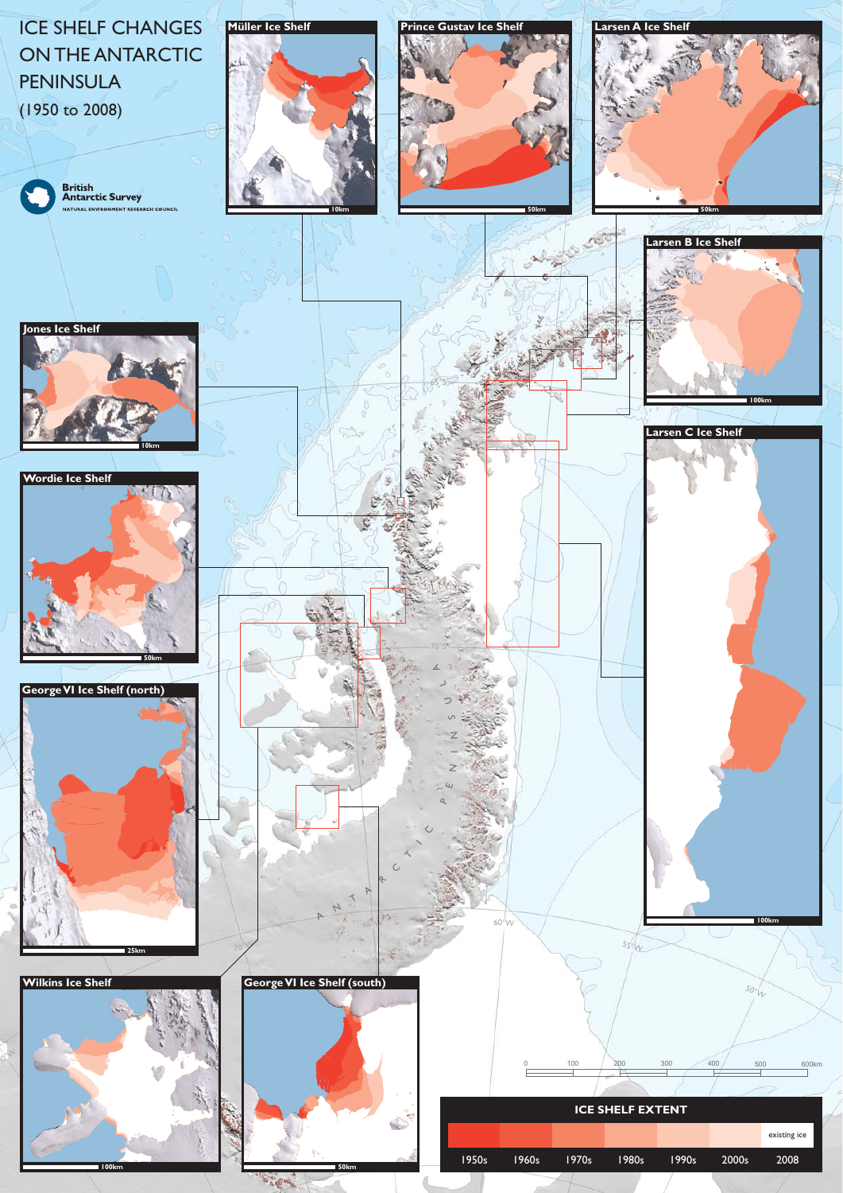# ICE SHELF CHANGES ON THE ANTARCTIC PENINSULA

(1950 to 2008)

British Antarctic Survey
NATURAL ENVIRONMENT RESEARCH COUNCIL

Müller Ice Shelf

10km

Prince Gustav Ice Shelf

50km

Larsen A Ice Shelf

50km

Larsen B Ice Shelf

100km

Larsen C Ice Shelf

100km

Jones Ice Shelf

10km

Wordie Ice Shelf

50km

George VI Ice Shelf (north)

25km

Wilkins Ice Shelf

100km

George VI Ice Shelf (south)

50km

ANTARCTIC PENINSULA

65°S

70°S

60°W

55°W

50°W

70°W

0 100 200 300 400 500 600km

ICE SHELF EXTENT

1950s 1960s 1970s 1980s 1990s 2000s 2008

existing ice